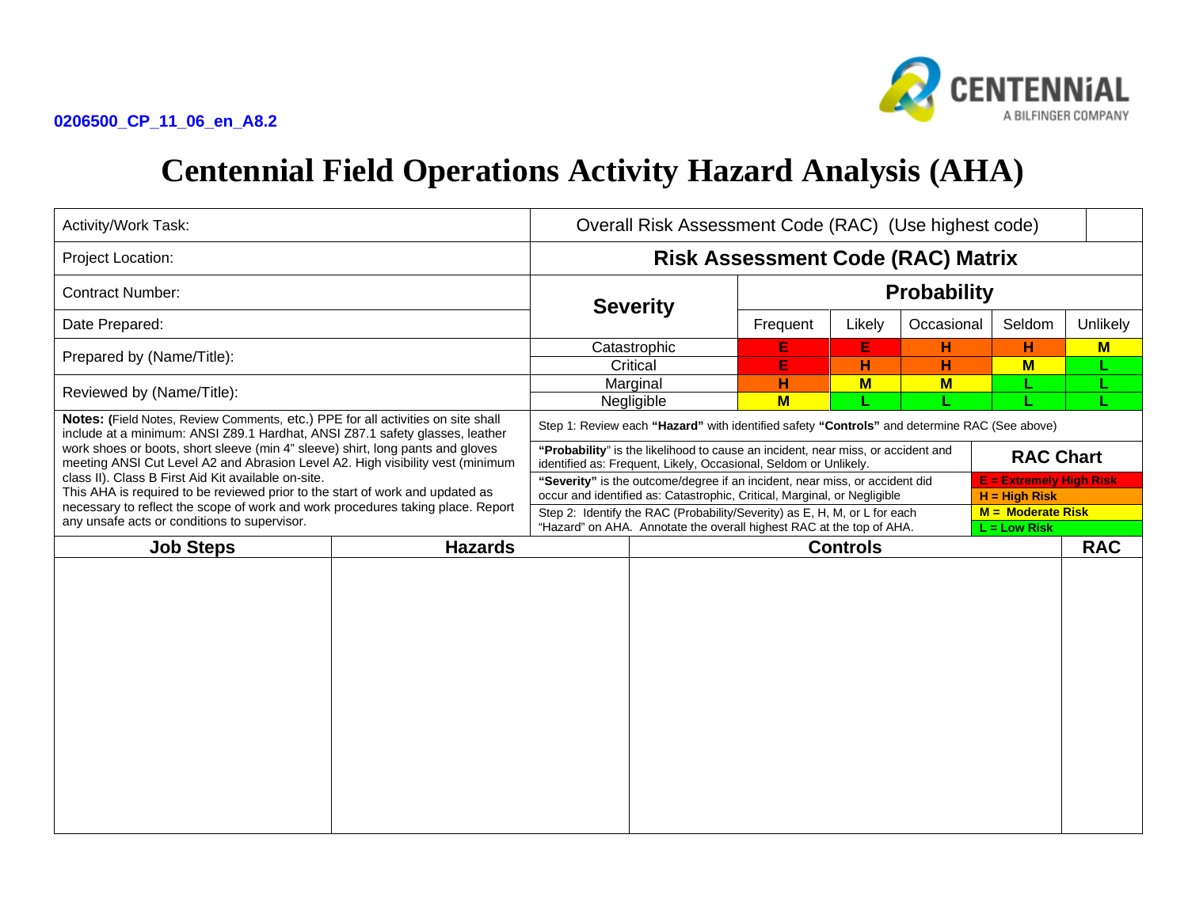0206500_CP_11_06_en_A8.2

# Centennial Field Operations Activity Hazard Analysis (AHA)

| Activity/Work Task: | Overall Risk Assessment Code (RAC) (Use highest code) | | | | | |
|---|---|---|---|---|---|---|
| Project Location: | **Risk Assessment Code (RAC) Matrix** | | | | | |
| Contract Number: | **Severity** | **Probability** | | | | |
| Date Prepared: | | Frequent | Likely | Occasional | Seldom | Unlikely |
| Prepared by (Name/Title): | Catastrophic | E | E | H | H | M |
| | Critical | E | H | H | M | L |
| Reviewed by (Name/Title): | Marginal | H | M | M | L | L |
| | Negligible | M | L | L | L | L |

**Notes: (**Field Notes, Review Comments, etc.) PPE for all activities on site shall include at a minimum: ANSI Z89.1 Hardhat, ANSI Z87.1 safety glasses, leather work shoes or boots, short sleeve (min 4" sleeve) shirt, long pants and gloves meeting ANSI Cut Level A2 and Abrasion Level A2. High visibility vest (minimum class II). Class B First Aid Kit available on-site.
This AHA is required to be reviewed prior to the start of work and updated as necessary to reflect the scope of work and work procedures taking place. Report any unsafe acts or conditions to supervisor.

Step 1: Review each **"Hazard"** with identified safety **"Controls"** and determine RAC (See above)

| | **RAC Chart** |
|---|---|
| **"Probability"** is the likelihood to cause an incident, near miss, or accident and identified as: Frequent, Likely, Occasional, Seldom or Unlikely. | |
| **"Severity"** is the outcome/degree if an incident, near miss, or accident did occur and identified as: Catastrophic, Critical, Marginal, or Negligible | **E = Extremely High Risk** |
| | **H = High Risk** |
| Step 2: Identify the RAC (Probability/Severity) as E, H, M, or L for each "Hazard" on AHA. Annotate the overall highest RAC at the top of AHA. | **M = Moderate Risk** |
| | **L = Low Risk** |

| Job Steps | Hazards | Controls | RAC |
|---|---|---|---|
| | | | |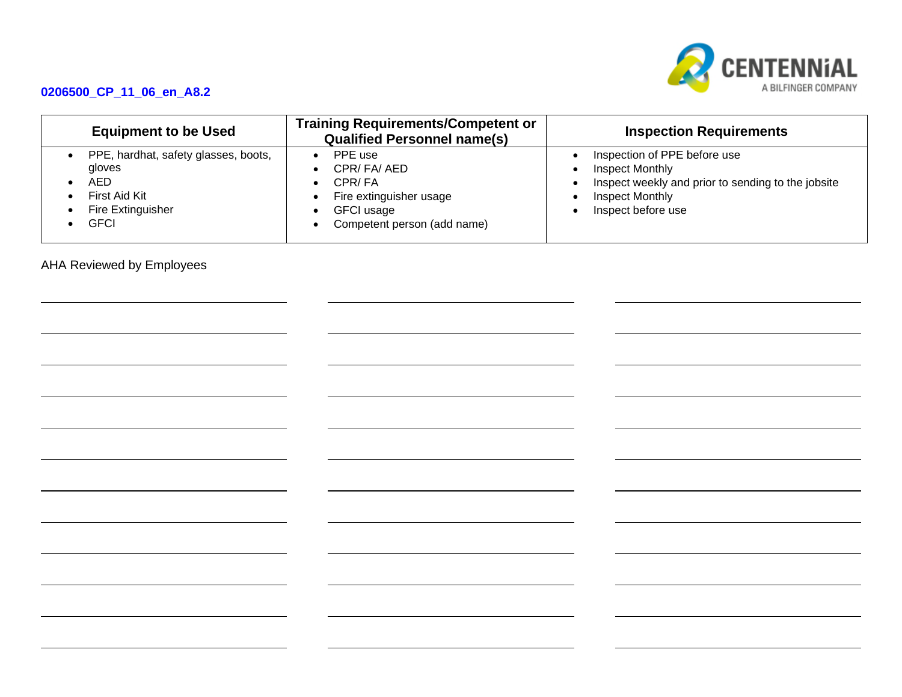0206500_CP_11_06_en_A8.2

| Equipment to be Used | Training Requirements/Competent or Qualified Personnel name(s) | Inspection Requirements |
| --- | --- | --- |
| • PPE, hardhat, safety glasses, boots, gloves<br>• AED<br>• First Aid Kit<br>• Fire Extinguisher<br>• GFCI | • PPE use<br>• CPR/ FA/ AED<br>• CPR/ FA<br>• Fire extinguisher usage<br>• GFCI usage<br>• Competent person (add name) | • Inspection of PPE before use<br>• Inspect Monthly<br>• Inspect weekly and prior to sending to the jobsite<br>• Inspect Monthly<br>• Inspect before use |

AHA Reviewed by Employees

| | | |
| --- | --- | --- |
| ______________________ | ______________________ | ______________________ |
| ______________________ | ______________________ | ______________________ |
| ______________________ | ______________________ | ______________________ |
| ______________________ | ______________________ | ______________________ |
| ______________________ | ______________________ | ______________________ |
| ______________________ | ______________________ | ______________________ |
| ______________________ | ______________________ | ______________________ |
| ______________________ | ______________________ | ______________________ |
| ______________________ | ______________________ | ______________________ |
| ______________________ | ______________________ | ______________________ |
| ______________________ | ______________________ | ______________________ |
| ______________________ | ______________________ | ______________________ |